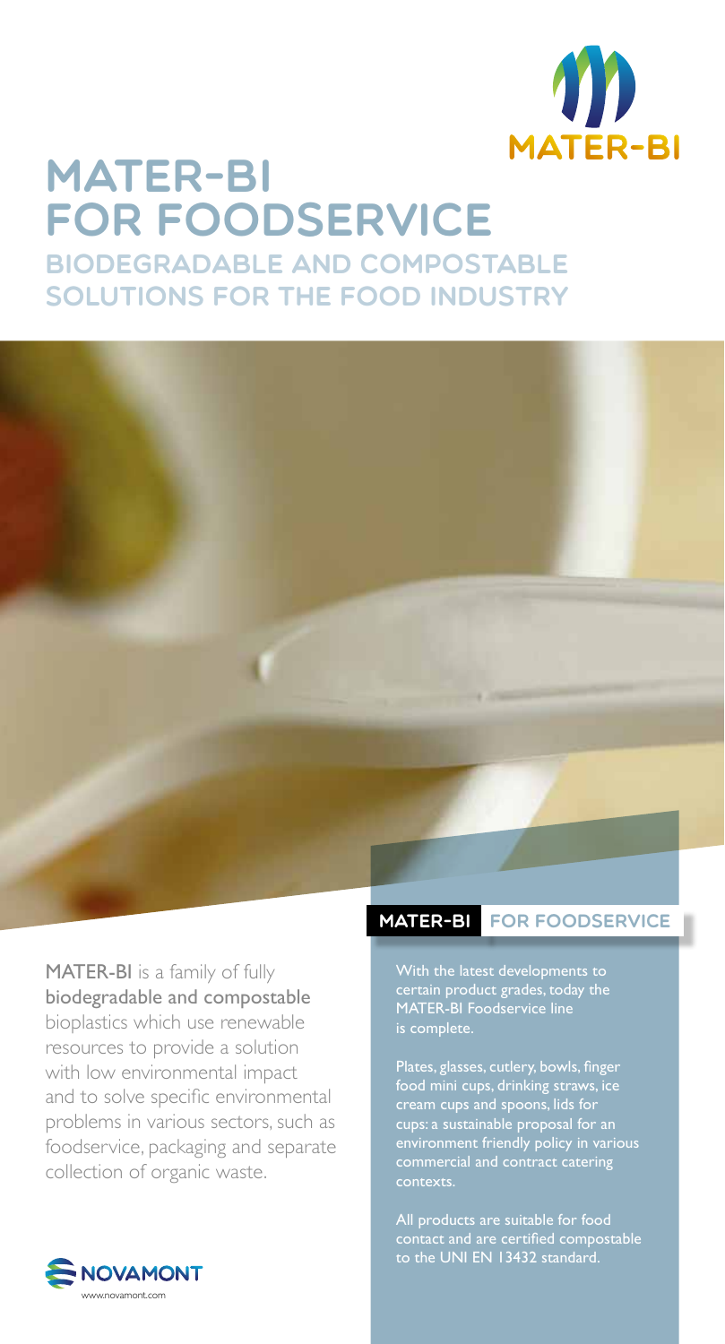# MATER-BI FOR FOODSERVICE

## BIODEGRADABLE AND COMPOSTABLE SOLUTIONS FOR THE FOOD INDUSTRY

MATER-BI is a family of fully **biodegradable and compostable** bioplastics which use renewable resources to provide a solution with low environmental impact and to solve specific environmental problems in various sectors, such as foodservice, packaging and separate collection of organic waste.

www.novamont.com

### MATER-BI FOR FOODSERVICE

With the latest developments to certain product grades, today the MATER-BI Foodservice line is complete.

Plates, glasses, cutlery, bowls, finger food mini cups, drinking straws, ice cream cups and spoons, lids for cups: a sustainable proposal for an environment friendly policy in various commercial and contract catering contexts.

All products are suitable for food contact and are certified compostable to the UNI EN 13432 standard.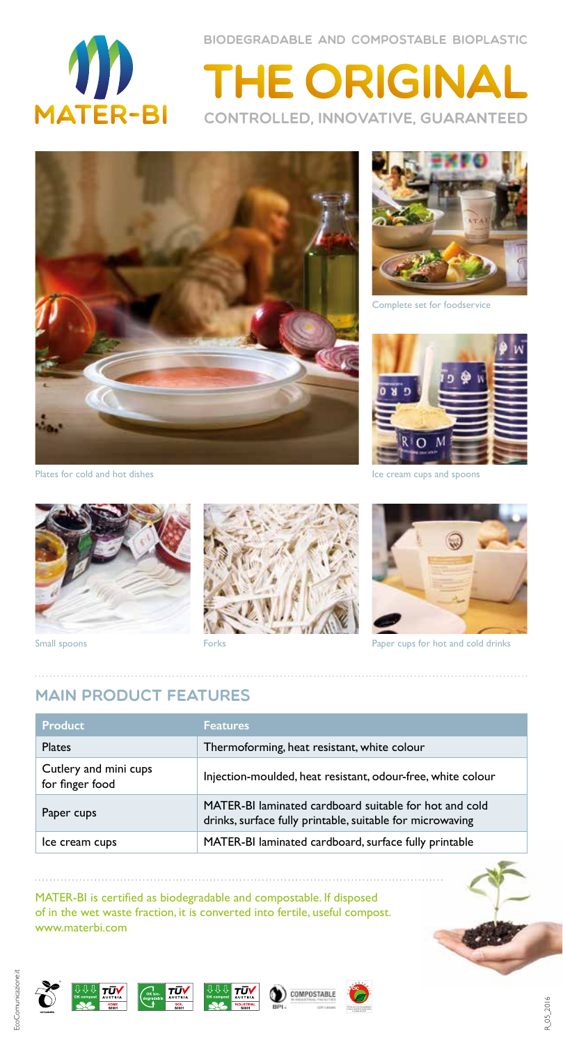BIODEGRADABLE AND COMPOSTABLE BIOPLASTIC

# THE ORIGINAL

CONTROLLED, INNOVATIVE, GUARANTEED

Complete set for foodservice

Plates for cold and hot dishes

Ice cream cups and spoons

Small spoons

Forks

Paper cups for hot and cold drinks

## MAIN PRODUCT FEATURES

| Product | Features |
| --- | --- |
| Plates | Thermoforming, heat resistant, white colour |
| Cutlery and mini cups for finger food | Injection-moulded, heat resistant, odour-free, white colour |
| Paper cups | MATER-BI laminated cardboard suitable for hot and cold drinks, surface fully printable, suitable for microwaving |
| Ice cream cups | MATER-BI laminated cardboard, surface fully printable |

MATER-BI is certified as biodegradable and compostable. If disposed of in the wet waste fraction, it is converted into fertile, useful compost.
www.materbi.com